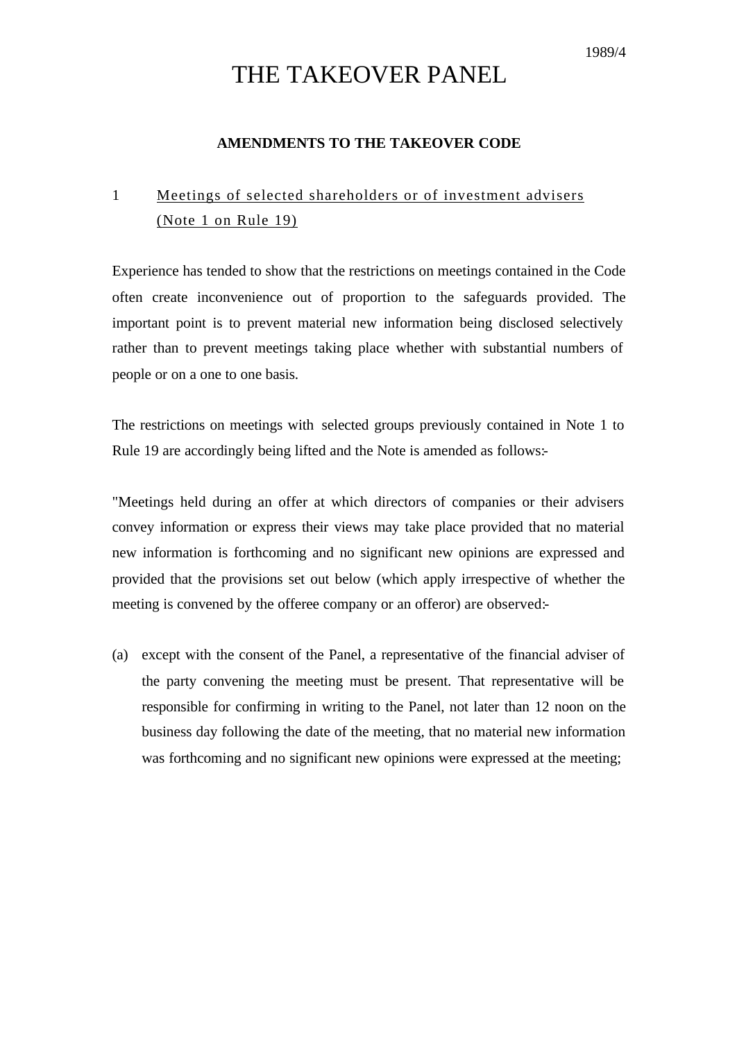1989/4

# THE TAKEOVER PANEL

## AMENDMENTS TO THE TAKEOVER CODE

### 1 Meetings of selected shareholders or of investment advisers (Note 1 on Rule 19)

Experience has tended to show that the restrictions on meetings contained in the Code often create inconvenience out of proportion to the safeguards provided. The important point is to prevent material new information being disclosed selectively rather than to prevent meetings taking place whether with substantial numbers of people or on a one to one basis.

The restrictions on meetings with selected groups previously contained in Note 1 to Rule 19 are accordingly being lifted and the Note is amended as follows:-

"Meetings held during an offer at which directors of companies or their advisers convey information or express their views may take place provided that no material new information is forthcoming and no significant new opinions are expressed and provided that the provisions set out below (which apply irrespective of whether the meeting is convened by the offeree company or an offeror) are observed:-

(a) except with the consent of the Panel, a representative of the financial adviser of the party convening the meeting must be present. That representative will be responsible for confirming in writing to the Panel, not later than 12 noon on the business day following the date of the meeting, that no material new information was forthcoming and no significant new opinions were expressed at the meeting;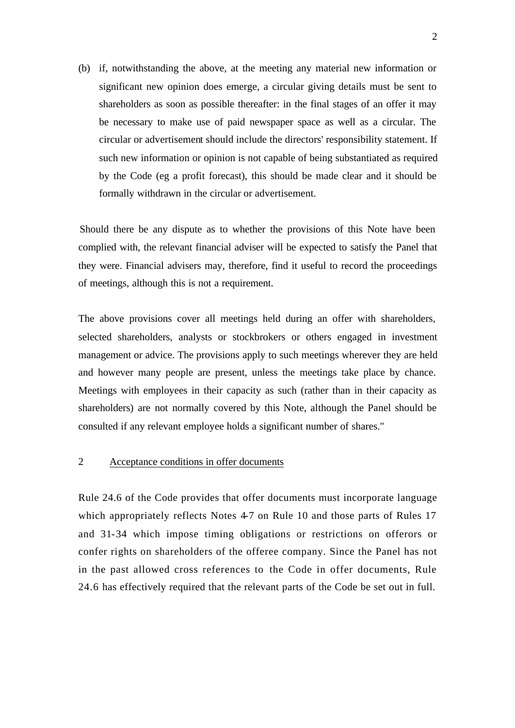(b) if, notwithstanding the above, at the meeting any material new information or significant new opinion does emerge, a circular giving details must be sent to shareholders as soon as possible thereafter: in the final stages of an offer it may be necessary to make use of paid newspaper space as well as a circular. The circular or advertisement should include the directors' responsibility statement. If such new information or opinion is not capable of being substantiated as required by the Code (eg a profit forecast), this should be made clear and it should be formally withdrawn in the circular or advertisement.

Should there be any dispute as to whether the provisions of this Note have been complied with, the relevant financial adviser will be expected to satisfy the Panel that they were. Financial advisers may, therefore, find it useful to record the proceedings of meetings, although this is not a requirement.

The above provisions cover all meetings held during an offer with shareholders, selected shareholders, analysts or stockbrokers or others engaged in investment management or advice. The provisions apply to such meetings wherever they are held and however many people are present, unless the meetings take place by chance. Meetings with employees in their capacity as such (rather than in their capacity as shareholders) are not normally covered by this Note, although the Panel should be consulted if any relevant employee holds a significant number of shares."

## 2 Acceptance conditions in offer documents

Rule 24.6 of the Code provides that offer documents must incorporate language which appropriately reflects Notes 4-7 on Rule 10 and those parts of Rules 17 and 31-34 which impose timing obligations or restrictions on offerors or confer rights on shareholders of the offeree company. Since the Panel has not in the past allowed cross references to the Code in offer documents, Rule 24.6 has effectively required that the relevant parts of the Code be set out in full.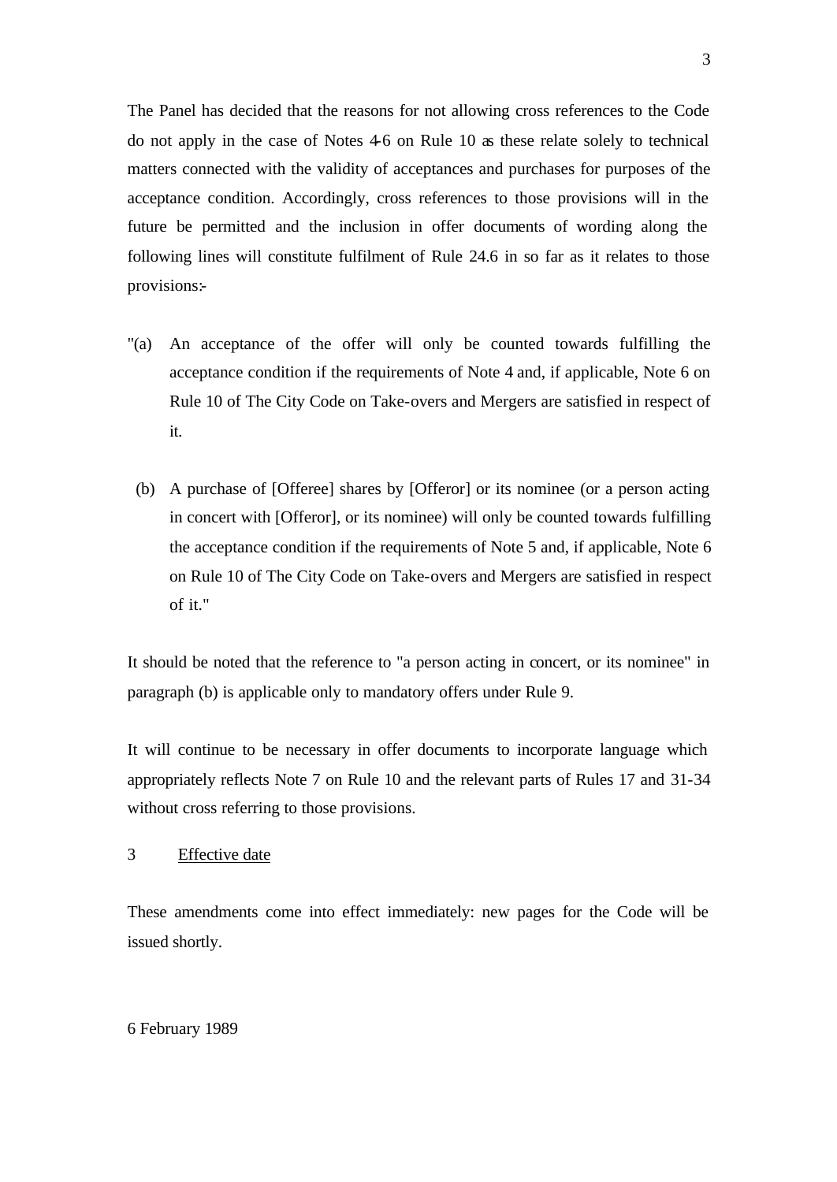The Panel has decided that the reasons for not allowing cross references to the Code do not apply in the case of Notes 4-6 on Rule 10 as these relate solely to technical matters connected with the validity of acceptances and purchases for purposes of the acceptance condition. Accordingly, cross references to those provisions will in the future be permitted and the inclusion in offer documents of wording along the following lines will constitute fulfilment of Rule 24.6 in so far as it relates to those provisions:-

"(a) An acceptance of the offer will only be counted towards fulfilling the acceptance condition if the requirements of Note 4 and, if applicable, Note 6 on Rule 10 of The City Code on Take-overs and Mergers are satisfied in respect of it.

(b) A purchase of [Offeree] shares by [Offeror] or its nominee (or a person acting in concert with [Offeror], or its nominee) will only be counted towards fulfilling the acceptance condition if the requirements of Note 5 and, if applicable, Note 6 on Rule 10 of The City Code on Take-overs and Mergers are satisfied in respect of it."

It should be noted that the reference to "a person acting in concert, or its nominee" in paragraph (b) is applicable only to mandatory offers under Rule 9.

It will continue to be necessary in offer documents to incorporate language which appropriately reflects Note 7 on Rule 10 and the relevant parts of Rules 17 and 31-34 without cross referring to those provisions.

3 Effective date

These amendments come into effect immediately: new pages for the Code will be issued shortly.

6 February 1989